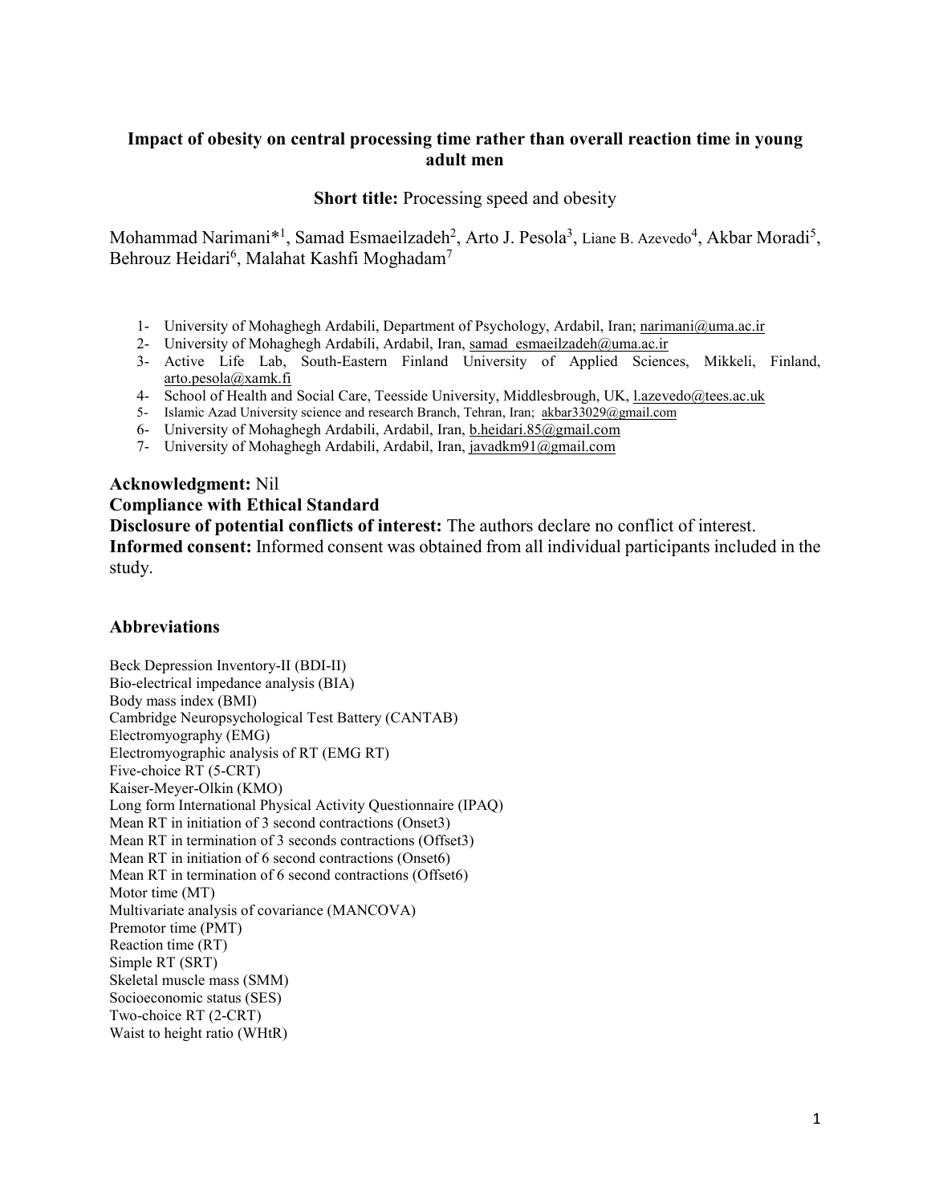# Impact of obesity on central processing time rather than overall reaction time in young adult men

**Short title:** Processing speed and obesity

Mohammad Narimani*[1], Samad Esmaeilzadeh[2], Arto J. Pesola[3], Liane B. Azevedo[4], Akbar Moradi[5], Behrouz Heidari[6], Malahat Kashfi Moghadam[7]

1- University of Mohaghegh Ardabili, Department of Psychology, Ardabil, Iran; narimani@uma.ac.ir
2- University of Mohaghegh Ardabili, Ardabil, Iran, samad_esmaeilzadeh@uma.ac.ir
3- Active Life Lab, South-Eastern Finland University of Applied Sciences, Mikkeli, Finland, arto.pesola@xamk.fi
4- School of Health and Social Care, Teesside University, Middlesbrough, UK, l.azevedo@tees.ac.uk
5- Islamic Azad University science and research Branch, Tehran, Iran; akbar33029@gmail.com
6- University of Mohaghegh Ardabili, Ardabil, Iran, b.heidari.85@gmail.com
7- University of Mohaghegh Ardabili, Ardabil, Iran, javadkm91@gmail.com

**Acknowledgment:** Nil

**Compliance with Ethical Standard**

**Disclosure of potential conflicts of interest:** The authors declare no conflict of interest.

**Informed consent:** Informed consent was obtained from all individual participants included in the study.

## Abbreviations

Beck Depression Inventory-II (BDI-II)
Bio-electrical impedance analysis (BIA)
Body mass index (BMI)
Cambridge Neuropsychological Test Battery (CANTAB)
Electromyography (EMG)
Electromyographic analysis of RT (EMG RT)
Five-choice RT (5-CRT)
Kaiser-Meyer-Olkin (KMO)
Long form International Physical Activity Questionnaire (IPAQ)
Mean RT in initiation of 3 second contractions (Onset3)
Mean RT in termination of 3 seconds contractions (Offset3)
Mean RT in initiation of 6 second contractions (Onset6)
Mean RT in termination of 6 second contractions (Offset6)
Motor time (MT)
Multivariate analysis of covariance (MANCOVA)
Premotor time (PMT)
Reaction time (RT)
Simple RT (SRT)
Skeletal muscle mass (SMM)
Socioeconomic status (SES)
Two-choice RT (2-CRT)
Waist to height ratio (WHtR)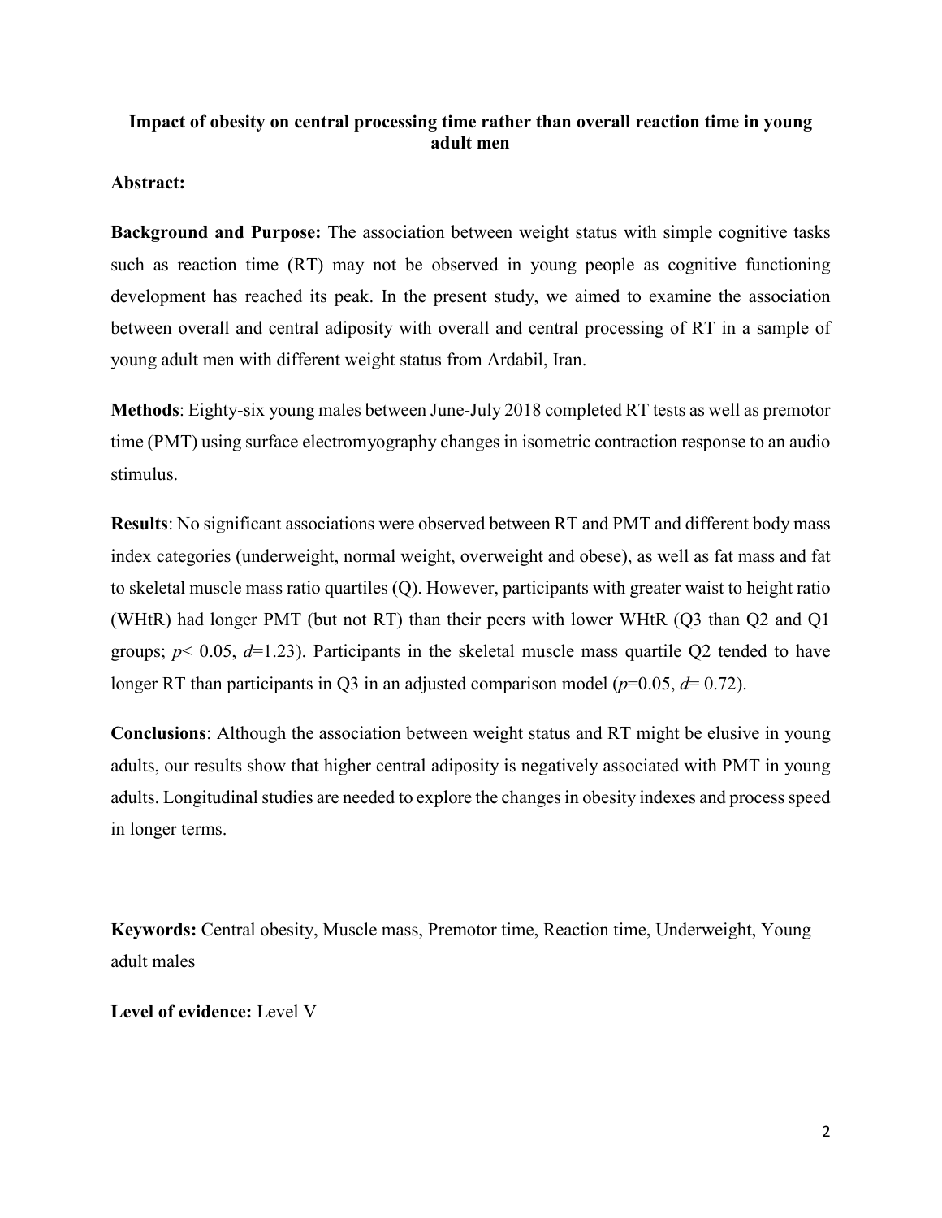**Impact of obesity on central processing time rather than overall reaction time in young adult men**

**Abstract:**

**Background and Purpose:** The association between weight status with simple cognitive tasks such as reaction time (RT) may not be observed in young people as cognitive functioning development has reached its peak. In the present study, we aimed to examine the association between overall and central adiposity with overall and central processing of RT in a sample of young adult men with different weight status from Ardabil, Iran.

**Methods**: Eighty-six young males between June-July 2018 completed RT tests as well as premotor time (PMT) using surface electromyography changes in isometric contraction response to an audio stimulus.

**Results**: No significant associations were observed between RT and PMT and different body mass index categories (underweight, normal weight, overweight and obese), as well as fat mass and fat to skeletal muscle mass ratio quartiles (Q). However, participants with greater waist to height ratio (WHtR) had longer PMT (but not RT) than their peers with lower WHtR (Q3 than Q2 and Q1 groups; $p < 0.05$, $d = 1.23$). Participants in the skeletal muscle mass quartile Q2 tended to have longer RT than participants in Q3 in an adjusted comparison model ($p = 0.05$, $d = 0.72$).

**Conclusions**: Although the association between weight status and RT might be elusive in young adults, our results show that higher central adiposity is negatively associated with PMT in young adults. Longitudinal studies are needed to explore the changes in obesity indexes and process speed in longer terms.

**Keywords:** Central obesity, Muscle mass, Premotor time, Reaction time, Underweight, Young adult males

**Level of evidence:** Level V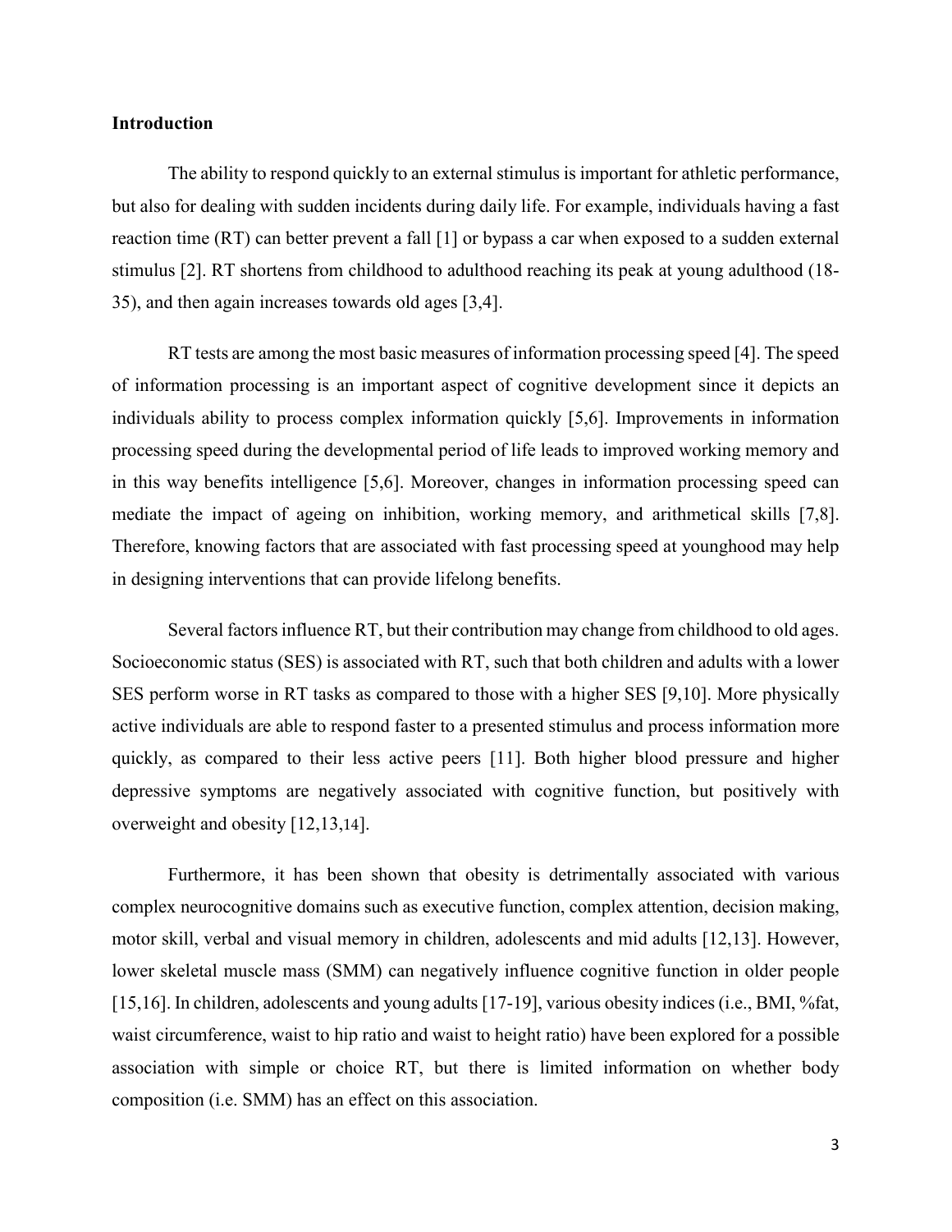## Introduction

The ability to respond quickly to an external stimulus is important for athletic performance, but also for dealing with sudden incidents during daily life. For example, individuals having a fast reaction time (RT) can better prevent a fall [1] or bypass a car when exposed to a sudden external stimulus [2]. RT shortens from childhood to adulthood reaching its peak at young adulthood (18-35), and then again increases towards old ages [3,4].

RT tests are among the most basic measures of information processing speed [4]. The speed of information processing is an important aspect of cognitive development since it depicts an individuals ability to process complex information quickly [5,6]. Improvements in information processing speed during the developmental period of life leads to improved working memory and in this way benefits intelligence [5,6]. Moreover, changes in information processing speed can mediate the impact of ageing on inhibition, working memory, and arithmetical skills [7,8]. Therefore, knowing factors that are associated with fast processing speed at younghood may help in designing interventions that can provide lifelong benefits.

Several factors influence RT, but their contribution may change from childhood to old ages. Socioeconomic status (SES) is associated with RT, such that both children and adults with a lower SES perform worse in RT tasks as compared to those with a higher SES [9,10]. More physically active individuals are able to respond faster to a presented stimulus and process information more quickly, as compared to their less active peers [11]. Both higher blood pressure and higher depressive symptoms are negatively associated with cognitive function, but positively with overweight and obesity [12,13,14].

Furthermore, it has been shown that obesity is detrimentally associated with various complex neurocognitive domains such as executive function, complex attention, decision making, motor skill, verbal and visual memory in children, adolescents and mid adults [12,13]. However, lower skeletal muscle mass (SMM) can negatively influence cognitive function in older people [15,16]. In children, adolescents and young adults [17-19], various obesity indices (i.e., BMI, %fat, waist circumference, waist to hip ratio and waist to height ratio) have been explored for a possible association with simple or choice RT, but there is limited information on whether body composition (i.e. SMM) has an effect on this association.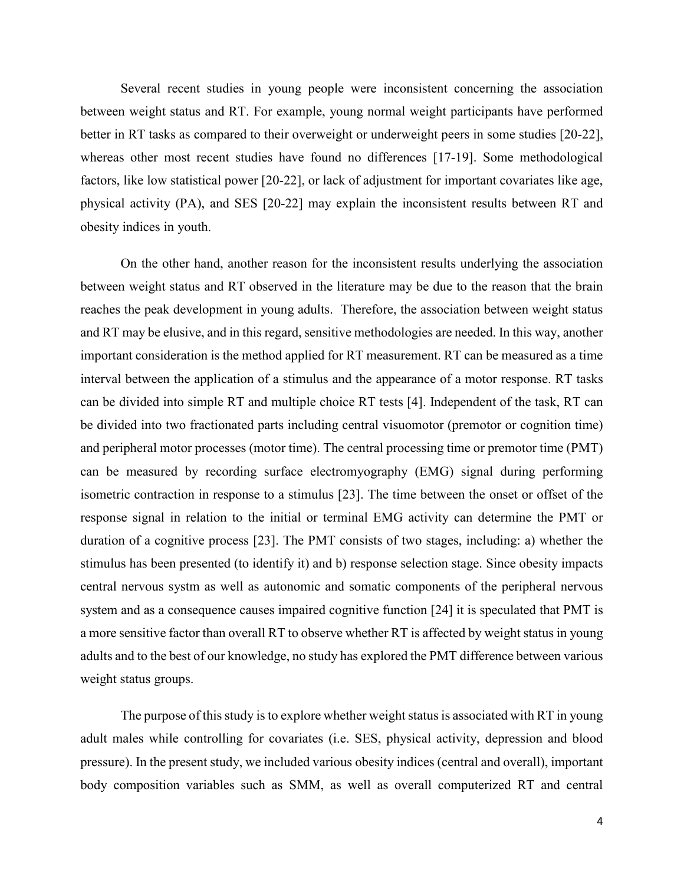Several recent studies in young people were inconsistent concerning the association between weight status and RT. For example, young normal weight participants have performed better in RT tasks as compared to their overweight or underweight peers in some studies [20-22], whereas other most recent studies have found no differences [17-19]. Some methodological factors, like low statistical power [20-22], or lack of adjustment for important covariates like age, physical activity (PA), and SES [20-22] may explain the inconsistent results between RT and obesity indices in youth.

On the other hand, another reason for the inconsistent results underlying the association between weight status and RT observed in the literature may be due to the reason that the brain reaches the peak development in young adults. Therefore, the association between weight status and RT may be elusive, and in this regard, sensitive methodologies are needed. In this way, another important consideration is the method applied for RT measurement. RT can be measured as a time interval between the application of a stimulus and the appearance of a motor response. RT tasks can be divided into simple RT and multiple choice RT tests [4]. Independent of the task, RT can be divided into two fractionated parts including central visuomotor (premotor or cognition time) and peripheral motor processes (motor time). The central processing time or premotor time (PMT) can be measured by recording surface electromyography (EMG) signal during performing isometric contraction in response to a stimulus [23]. The time between the onset or offset of the response signal in relation to the initial or terminal EMG activity can determine the PMT or duration of a cognitive process [23]. The PMT consists of two stages, including: a) whether the stimulus has been presented (to identify it) and b) response selection stage. Since obesity impacts central nervous systm as well as autonomic and somatic components of the peripheral nervous system and as a consequence causes impaired cognitive function [24] it is speculated that PMT is a more sensitive factor than overall RT to observe whether RT is affected by weight status in young adults and to the best of our knowledge, no study has explored the PMT difference between various weight status groups.

The purpose of this study is to explore whether weight status is associated with RT in young adult males while controlling for covariates (i.e. SES, physical activity, depression and blood pressure). In the present study, we included various obesity indices (central and overall), important body composition variables such as SMM, as well as overall computerized RT and central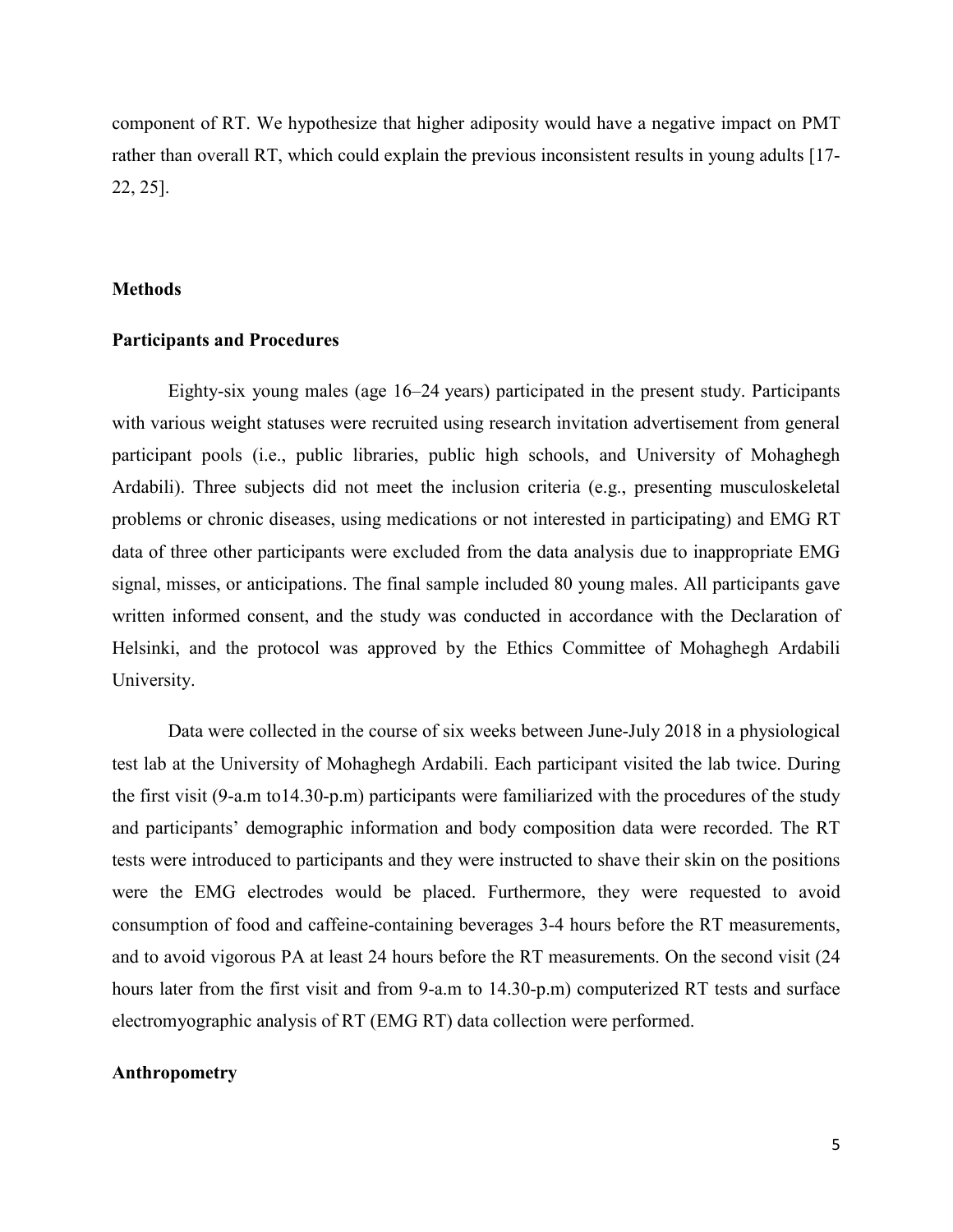component of RT. We hypothesize that higher adiposity would have a negative impact on PMT rather than overall RT, which could explain the previous inconsistent results in young adults [17-22, 25].

## Methods

### Participants and Procedures

Eighty-six young males (age 16–24 years) participated in the present study. Participants with various weight statuses were recruited using research invitation advertisement from general participant pools (i.e., public libraries, public high schools, and University of Mohaghegh Ardabili). Three subjects did not meet the inclusion criteria (e.g., presenting musculoskeletal problems or chronic diseases, using medications or not interested in participating) and EMG RT data of three other participants were excluded from the data analysis due to inappropriate EMG signal, misses, or anticipations. The final sample included 80 young males. All participants gave written informed consent, and the study was conducted in accordance with the Declaration of Helsinki, and the protocol was approved by the Ethics Committee of Mohaghegh Ardabili University.

Data were collected in the course of six weeks between June-July 2018 in a physiological test lab at the University of Mohaghegh Ardabili. Each participant visited the lab twice. During the first visit (9-a.m to14.30-p.m) participants were familiarized with the procedures of the study and participants' demographic information and body composition data were recorded. The RT tests were introduced to participants and they were instructed to shave their skin on the positions were the EMG electrodes would be placed. Furthermore, they were requested to avoid consumption of food and caffeine-containing beverages 3-4 hours before the RT measurements, and to avoid vigorous PA at least 24 hours before the RT measurements. On the second visit (24 hours later from the first visit and from 9-a.m to 14.30-p.m) computerized RT tests and surface electromyographic analysis of RT (EMG RT) data collection were performed.

### Anthropometry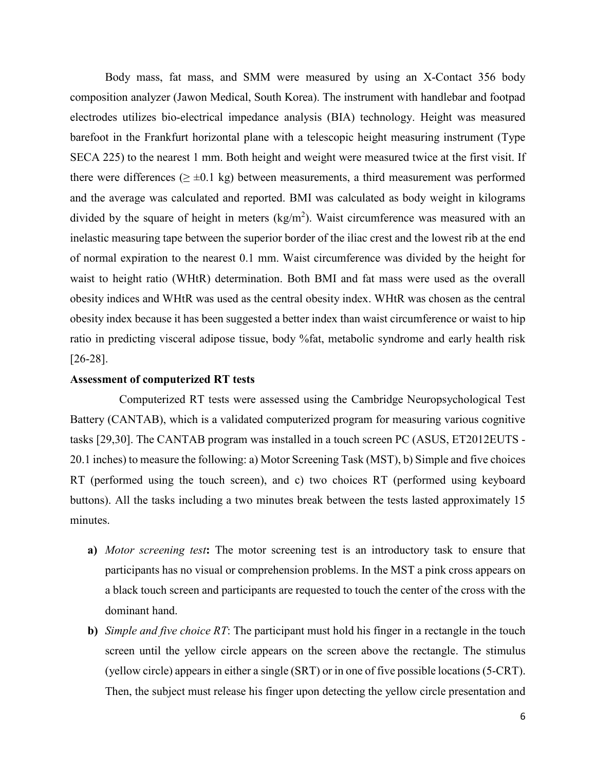Body mass, fat mass, and SMM were measured by using an X-Contact 356 body composition analyzer (Jawon Medical, South Korea). The instrument with handlebar and footpad electrodes utilizes bio-electrical impedance analysis (BIA) technology. Height was measured barefoot in the Frankfurt horizontal plane with a telescopic height measuring instrument (Type SECA 225) to the nearest 1 mm. Both height and weight were measured twice at the first visit. If there were differences ($\geq \pm 0.1$ kg) between measurements, a third measurement was performed and the average was calculated and reported. BMI was calculated as body weight in kilograms divided by the square of height in meters (kg/m$^2$). Waist circumference was measured with an inelastic measuring tape between the superior border of the iliac crest and the lowest rib at the end of normal expiration to the nearest 0.1 mm. Waist circumference was divided by the height for waist to height ratio (WHtR) determination. Both BMI and fat mass were used as the overall obesity indices and WHtR was used as the central obesity index. WHtR was chosen as the central obesity index because it has been suggested a better index than waist circumference or waist to hip ratio in predicting visceral adipose tissue, body %fat, metabolic syndrome and early health risk [26-28].

**Assessment of computerized RT tests**

Computerized RT tests were assessed using the Cambridge Neuropsychological Test Battery (CANTAB), which is a validated computerized program for measuring various cognitive tasks [29,30]. The CANTAB program was installed in a touch screen PC (ASUS, ET2012EUTS - 20.1 inches) to measure the following: a) Motor Screening Task (MST), b) Simple and five choices RT (performed using the touch screen), and c) two choices RT (performed using keyboard buttons). All the tasks including a two minutes break between the tests lasted approximately 15 minutes.

- **a)** *Motor screening test***:** The motor screening test is an introductory task to ensure that participants has no visual or comprehension problems. In the MST a pink cross appears on a black touch screen and participants are requested to touch the center of the cross with the dominant hand.
- **b)** *Simple and five choice RT*: The participant must hold his finger in a rectangle in the touch screen until the yellow circle appears on the screen above the rectangle. The stimulus (yellow circle) appears in either a single (SRT) or in one of five possible locations (5-CRT). Then, the subject must release his finger upon detecting the yellow circle presentation and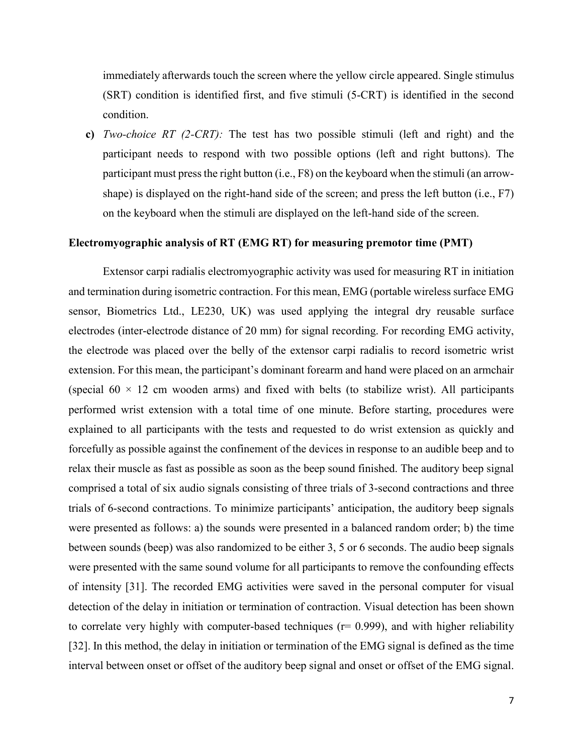immediately afterwards touch the screen where the yellow circle appeared. Single stimulus (SRT) condition is identified first, and five stimuli (5-CRT) is identified in the second condition.

**c)** *Two-choice RT (2-CRT):* The test has two possible stimuli (left and right) and the participant needs to respond with two possible options (left and right buttons). The participant must press the right button (i.e., F8) on the keyboard when the stimuli (an arrow-shape) is displayed on the right-hand side of the screen; and press the left button (i.e., F7) on the keyboard when the stimuli are displayed on the left-hand side of the screen.

**Electromyographic analysis of RT (EMG RT) for measuring premotor time (PMT)**

Extensor carpi radialis electromyographic activity was used for measuring RT in initiation and termination during isometric contraction. For this mean, EMG (portable wireless surface EMG sensor, Biometrics Ltd., LE230, UK) was used applying the integral dry reusable surface electrodes (inter-electrode distance of 20 mm) for signal recording. For recording EMG activity, the electrode was placed over the belly of the extensor carpi radialis to record isometric wrist extension. For this mean, the participant's dominant forearm and hand were placed on an armchair (special 60 × 12 cm wooden arms) and fixed with belts (to stabilize wrist). All participants performed wrist extension with a total time of one minute. Before starting, procedures were explained to all participants with the tests and requested to do wrist extension as quickly and forcefully as possible against the confinement of the devices in response to an audible beep and to relax their muscle as fast as possible as soon as the beep sound finished. The auditory beep signal comprised a total of six audio signals consisting of three trials of 3-second contractions and three trials of 6-second contractions. To minimize participants' anticipation, the auditory beep signals were presented as follows: a) the sounds were presented in a balanced random order; b) the time between sounds (beep) was also randomized to be either 3, 5 or 6 seconds. The audio beep signals were presented with the same sound volume for all participants to remove the confounding effects of intensity [31]. The recorded EMG activities were saved in the personal computer for visual detection of the delay in initiation or termination of contraction. Visual detection has been shown to correlate very highly with computer-based techniques (r= 0.999), and with higher reliability [32]. In this method, the delay in initiation or termination of the EMG signal is defined as the time interval between onset or offset of the auditory beep signal and onset or offset of the EMG signal.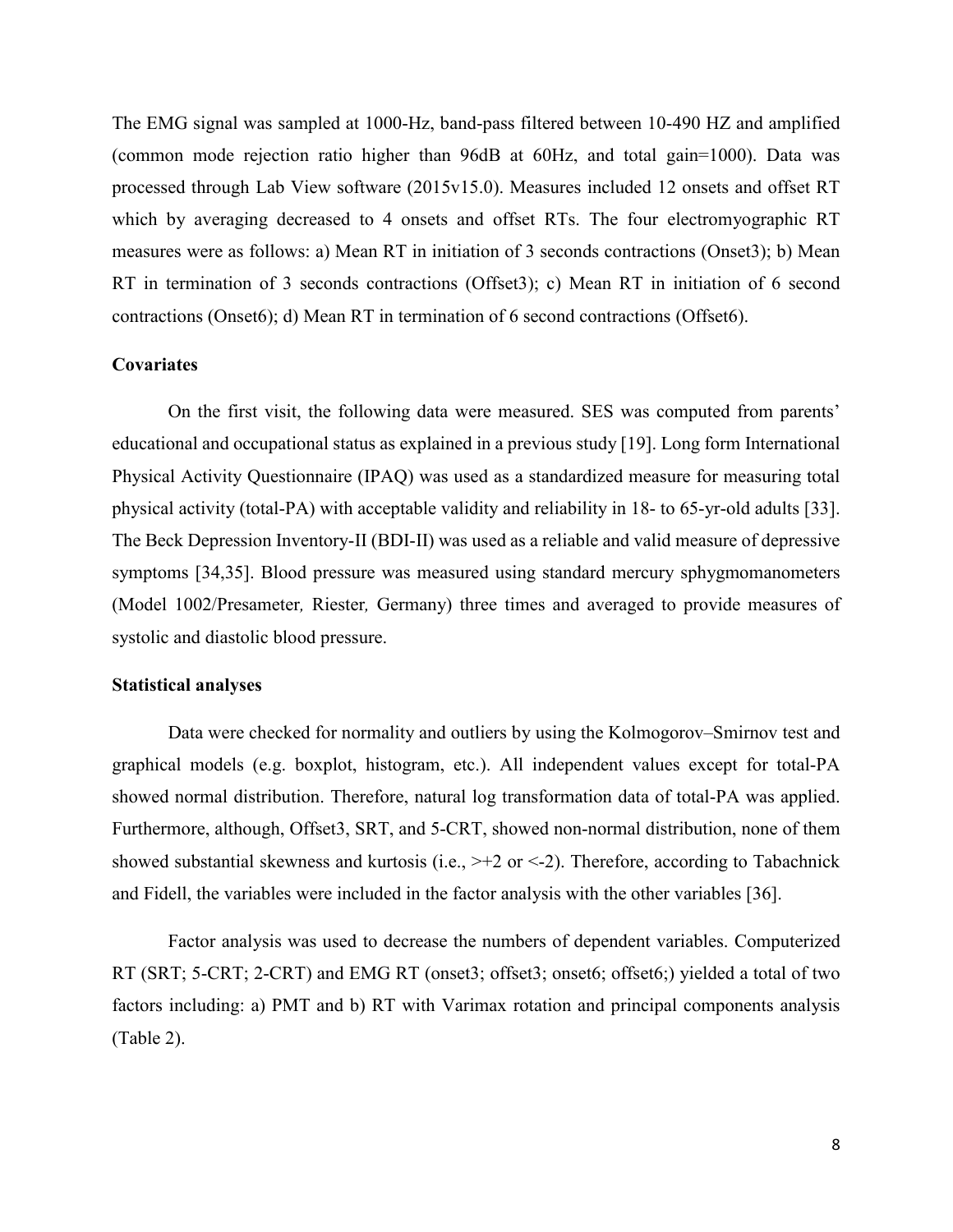The EMG signal was sampled at 1000-Hz, band-pass filtered between 10-490 HZ and amplified (common mode rejection ratio higher than 96dB at 60Hz, and total gain=1000). Data was processed through Lab View software (2015v15.0). Measures included 12 onsets and offset RT which by averaging decreased to 4 onsets and offset RTs. The four electromyographic RT measures were as follows: a) Mean RT in initiation of 3 seconds contractions (Onset3); b) Mean RT in termination of 3 seconds contractions (Offset3); c) Mean RT in initiation of 6 second contractions (Onset6); d) Mean RT in termination of 6 second contractions (Offset6).

### Covariates

On the first visit, the following data were measured. SES was computed from parents' educational and occupational status as explained in a previous study [19]. Long form International Physical Activity Questionnaire (IPAQ) was used as a standardized measure for measuring total physical activity (total-PA) with acceptable validity and reliability in 18- to 65-yr-old adults [33]. The Beck Depression Inventory-II (BDI-II) was used as a reliable and valid measure of depressive symptoms [34,35]. Blood pressure was measured using standard mercury sphygmomanometers (Model 1002/Presameter*,* Riester*,* Germany) three times and averaged to provide measures of systolic and diastolic blood pressure.

### Statistical analyses

Data were checked for normality and outliers by using the Kolmogorov–Smirnov test and graphical models (e.g. boxplot, histogram, etc.). All independent values except for total-PA showed normal distribution. Therefore, natural log transformation data of total-PA was applied. Furthermore, although, Offset3, SRT, and 5-CRT, showed non-normal distribution, none of them showed substantial skewness and kurtosis (i.e., >+2 or <-2). Therefore, according to Tabachnick and Fidell, the variables were included in the factor analysis with the other variables [36].

Factor analysis was used to decrease the numbers of dependent variables. Computerized RT (SRT; 5-CRT; 2-CRT) and EMG RT (onset3; offset3; onset6; offset6;) yielded a total of two factors including: a) PMT and b) RT with Varimax rotation and principal components analysis (Table 2).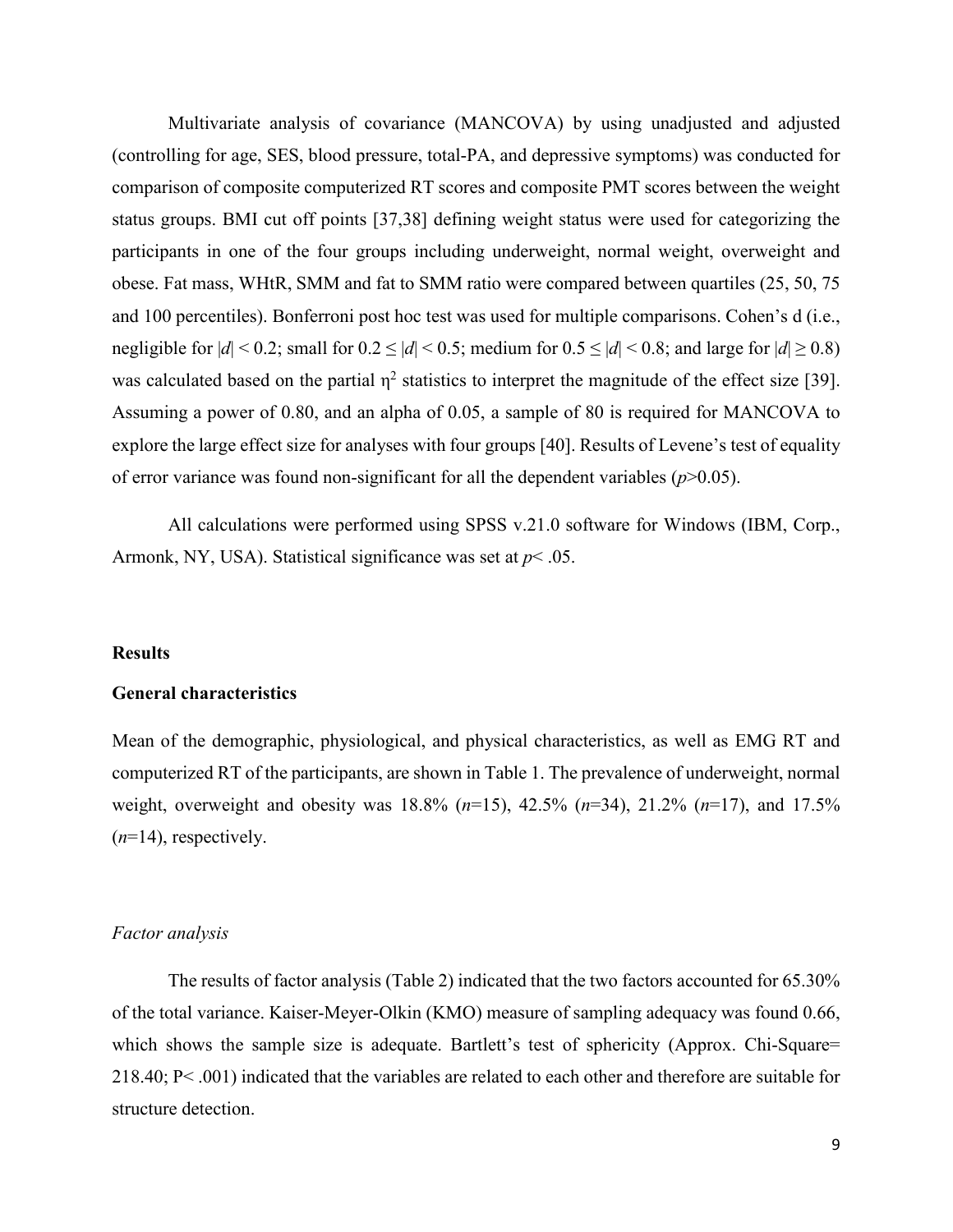Multivariate analysis of covariance (MANCOVA) by using unadjusted and adjusted (controlling for age, SES, blood pressure, total-PA, and depressive symptoms) was conducted for comparison of composite computerized RT scores and composite PMT scores between the weight status groups. BMI cut off points [37,38] defining weight status were used for categorizing the participants in one of the four groups including underweight, normal weight, overweight and obese. Fat mass, WHtR, SMM and fat to SMM ratio were compared between quartiles (25, 50, 75 and 100 percentiles). Bonferroni post hoc test was used for multiple comparisons. Cohen's d (i.e., negligible for $|d| < 0.2$; small for $0.2 \leq |d| < 0.5$; medium for $0.5 \leq |d| < 0.8$; and large for $|d| \geq 0.8$) was calculated based on the partial $\eta^2$ statistics to interpret the magnitude of the effect size [39]. Assuming a power of 0.80, and an alpha of 0.05, a sample of 80 is required for MANCOVA to explore the large effect size for analyses with four groups [40]. Results of Levene's test of equality of error variance was found non-significant for all the dependent variables ($p$>0.05).

All calculations were performed using SPSS v.21.0 software for Windows (IBM, Corp., Armonk, NY, USA). Statistical significance was set at $p$< .05.

## Results

### General characteristics

Mean of the demographic, physiological, and physical characteristics, as well as EMG RT and computerized RT of the participants, are shown in Table 1. The prevalence of underweight, normal weight, overweight and obesity was 18.8% ($n$=15), 42.5% ($n$=34), 21.2% ($n$=17), and 17.5% ($n$=14), respectively.

#### *Factor analysis*

The results of factor analysis (Table 2) indicated that the two factors accounted for 65.30% of the total variance. Kaiser-Meyer-Olkin (KMO) measure of sampling adequacy was found 0.66, which shows the sample size is adequate. Bartlett's test of sphericity (Approx. Chi-Square= 218.40; P< .001) indicated that the variables are related to each other and therefore are suitable for structure detection.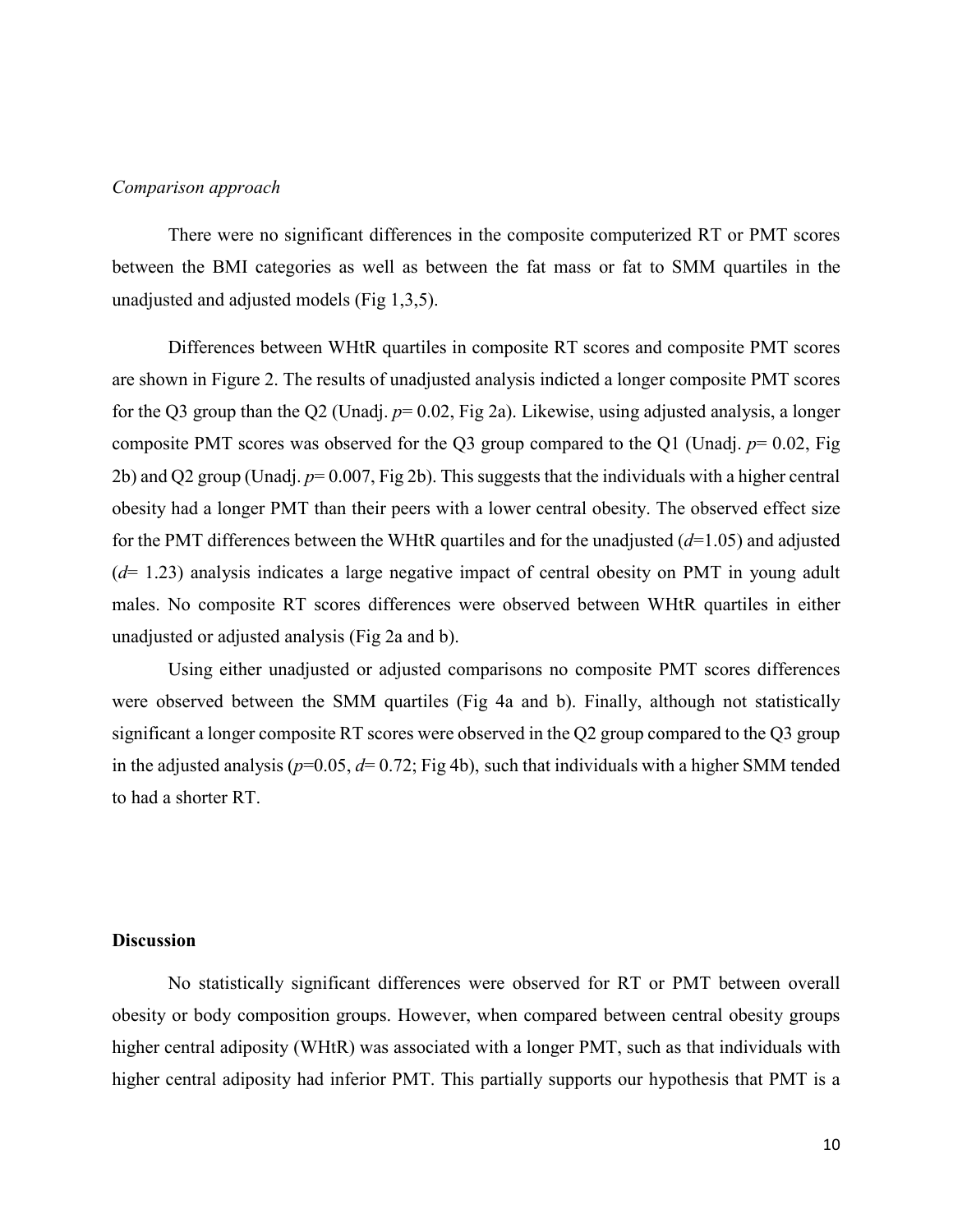*Comparison approach*

There were no significant differences in the composite computerized RT or PMT scores between the BMI categories as well as between the fat mass or fat to SMM quartiles in the unadjusted and adjusted models (Fig 1,3,5).

Differences between WHtR quartiles in composite RT scores and composite PMT scores are shown in Figure 2. The results of unadjusted analysis indicted a longer composite PMT scores for the Q3 group than the Q2 (Unadj. $p$= 0.02, Fig 2a). Likewise, using adjusted analysis, a longer composite PMT scores was observed for the Q3 group compared to the Q1 (Unadj. $p$= 0.02, Fig 2b) and Q2 group (Unadj. $p$= 0.007, Fig 2b). This suggests that the individuals with a higher central obesity had a longer PMT than their peers with a lower central obesity. The observed effect size for the PMT differences between the WHtR quartiles and for the unadjusted ($d$=1.05) and adjusted ($d$= 1.23) analysis indicates a large negative impact of central obesity on PMT in young adult males. No composite RT scores differences were observed between WHtR quartiles in either unadjusted or adjusted analysis (Fig 2a and b).

Using either unadjusted or adjusted comparisons no composite PMT scores differences were observed between the SMM quartiles (Fig 4a and b). Finally, although not statistically significant a longer composite RT scores were observed in the Q2 group compared to the Q3 group in the adjusted analysis ($p$=0.05, $d$= 0.72; Fig 4b), such that individuals with a higher SMM tended to had a shorter RT.

**Discussion**

No statistically significant differences were observed for RT or PMT between overall obesity or body composition groups. However, when compared between central obesity groups higher central adiposity (WHtR) was associated with a longer PMT, such as that individuals with higher central adiposity had inferior PMT. This partially supports our hypothesis that PMT is a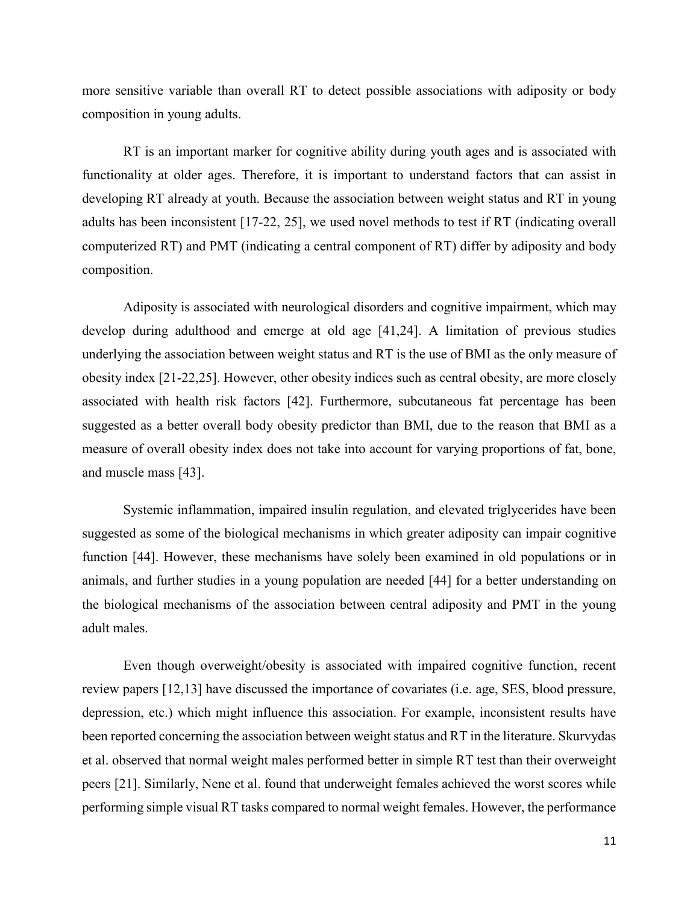more sensitive variable than overall RT to detect possible associations with adiposity or body composition in young adults.

RT is an important marker for cognitive ability during youth ages and is associated with functionality at older ages. Therefore, it is important to understand factors that can assist in developing RT already at youth. Because the association between weight status and RT in young adults has been inconsistent [17-22, 25], we used novel methods to test if RT (indicating overall computerized RT) and PMT (indicating a central component of RT) differ by adiposity and body composition.

Adiposity is associated with neurological disorders and cognitive impairment, which may develop during adulthood and emerge at old age [41,24]. A limitation of previous studies underlying the association between weight status and RT is the use of BMI as the only measure of obesity index [21-22,25]. However, other obesity indices such as central obesity, are more closely associated with health risk factors [42]. Furthermore, subcutaneous fat percentage has been suggested as a better overall body obesity predictor than BMI, due to the reason that BMI as a measure of overall obesity index does not take into account for varying proportions of fat, bone, and muscle mass [43].

Systemic inflammation, impaired insulin regulation, and elevated triglycerides have been suggested as some of the biological mechanisms in which greater adiposity can impair cognitive function [44]. However, these mechanisms have solely been examined in old populations or in animals, and further studies in a young population are needed [44] for a better understanding on the biological mechanisms of the association between central adiposity and PMT in the young adult males.

Even though overweight/obesity is associated with impaired cognitive function, recent review papers [12,13] have discussed the importance of covariates (i.e. age, SES, blood pressure, depression, etc.) which might influence this association. For example, inconsistent results have been reported concerning the association between weight status and RT in the literature. Skurvydas et al. observed that normal weight males performed better in simple RT test than their overweight peers [21]. Similarly, Nene et al. found that underweight females achieved the worst scores while performing simple visual RT tasks compared to normal weight females. However, the performance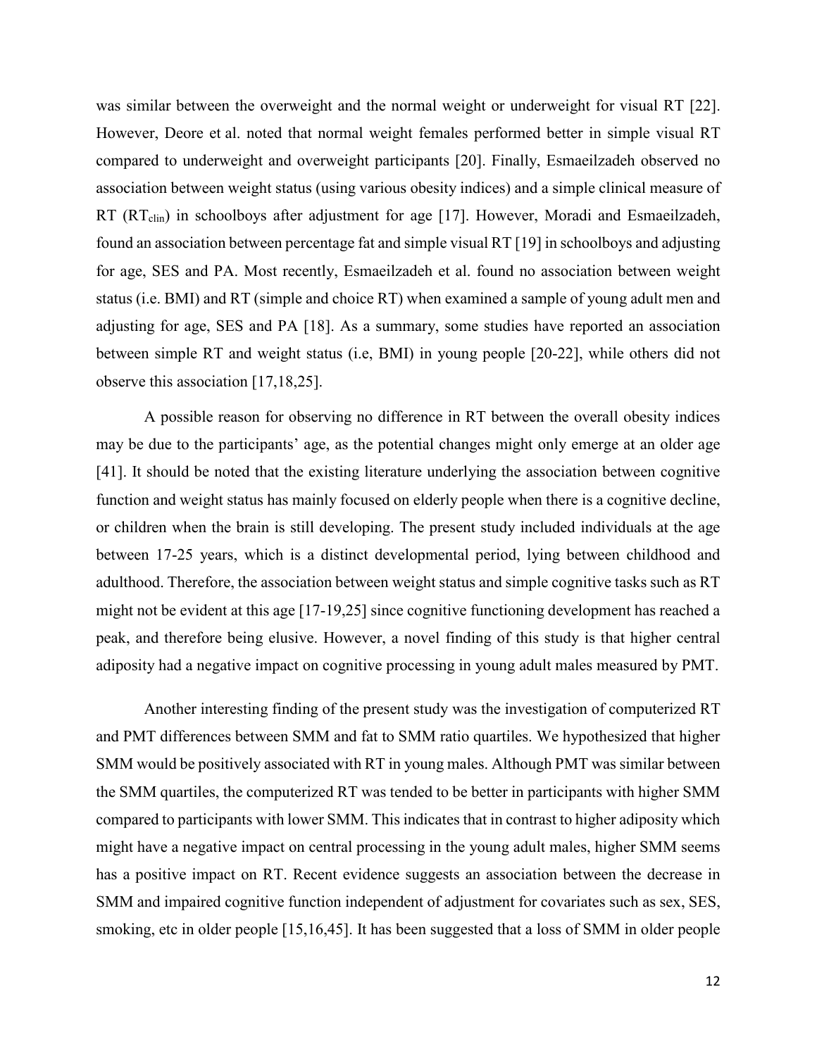was similar between the overweight and the normal weight or underweight for visual RT [22]. However, Deore et al. noted that normal weight females performed better in simple visual RT compared to underweight and overweight participants [20]. Finally, Esmaeilzadeh observed no association between weight status (using various obesity indices) and a simple clinical measure of RT ($RT_{clin}$) in schoolboys after adjustment for age [17]. However, Moradi and Esmaeilzadeh, found an association between percentage fat and simple visual RT [19] in schoolboys and adjusting for age, SES and PA. Most recently, Esmaeilzadeh et al. found no association between weight status (i.e. BMI) and RT (simple and choice RT) when examined a sample of young adult men and adjusting for age, SES and PA [18]. As a summary, some studies have reported an association between simple RT and weight status (i.e, BMI) in young people [20-22], while others did not observe this association [17,18,25].

A possible reason for observing no difference in RT between the overall obesity indices may be due to the participants' age, as the potential changes might only emerge at an older age [41]. It should be noted that the existing literature underlying the association between cognitive function and weight status has mainly focused on elderly people when there is a cognitive decline, or children when the brain is still developing. The present study included individuals at the age between 17-25 years, which is a distinct developmental period, lying between childhood and adulthood. Therefore, the association between weight status and simple cognitive tasks such as RT might not be evident at this age [17-19,25] since cognitive functioning development has reached a peak, and therefore being elusive. However, a novel finding of this study is that higher central adiposity had a negative impact on cognitive processing in young adult males measured by PMT.

Another interesting finding of the present study was the investigation of computerized RT and PMT differences between SMM and fat to SMM ratio quartiles. We hypothesized that higher SMM would be positively associated with RT in young males. Although PMT was similar between the SMM quartiles, the computerized RT was tended to be better in participants with higher SMM compared to participants with lower SMM. This indicates that in contrast to higher adiposity which might have a negative impact on central processing in the young adult males, higher SMM seems has a positive impact on RT. Recent evidence suggests an association between the decrease in SMM and impaired cognitive function independent of adjustment for covariates such as sex, SES, smoking, etc in older people [15,16,45]. It has been suggested that a loss of SMM in older people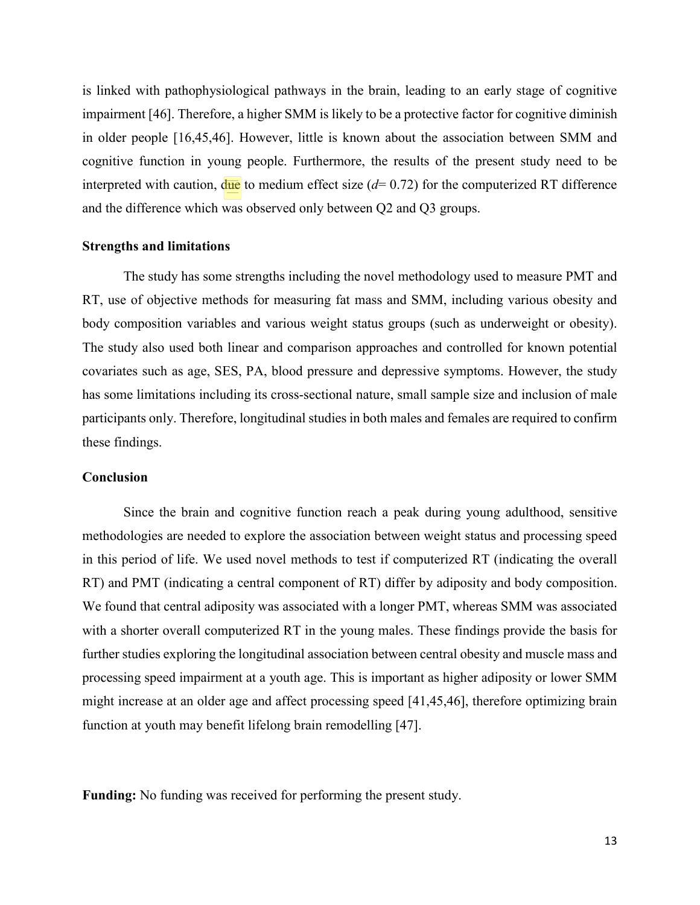is linked with pathophysiological pathways in the brain, leading to an early stage of cognitive impairment [46]. Therefore, a higher SMM is likely to be a protective factor for cognitive diminish in older people [16,45,46]. However, little is known about the association between SMM and cognitive function in young people. Furthermore, the results of the present study need to be interpreted with caution, due to medium effect size ($d$= 0.72) for the computerized RT difference and the difference which was observed only between Q2 and Q3 groups.

**Strengths and limitations**

The study has some strengths including the novel methodology used to measure PMT and RT, use of objective methods for measuring fat mass and SMM, including various obesity and body composition variables and various weight status groups (such as underweight or obesity). The study also used both linear and comparison approaches and controlled for known potential covariates such as age, SES, PA, blood pressure and depressive symptoms. However, the study has some limitations including its cross-sectional nature, small sample size and inclusion of male participants only. Therefore, longitudinal studies in both males and females are required to confirm these findings.

**Conclusion**

Since the brain and cognitive function reach a peak during young adulthood, sensitive methodologies are needed to explore the association between weight status and processing speed in this period of life. We used novel methods to test if computerized RT (indicating the overall RT) and PMT (indicating a central component of RT) differ by adiposity and body composition. We found that central adiposity was associated with a longer PMT, whereas SMM was associated with a shorter overall computerized RT in the young males. These findings provide the basis for further studies exploring the longitudinal association between central obesity and muscle mass and processing speed impairment at a youth age. This is important as higher adiposity or lower SMM might increase at an older age and affect processing speed [41,45,46], therefore optimizing brain function at youth may benefit lifelong brain remodelling [47].

**Funding:** No funding was received for performing the present study.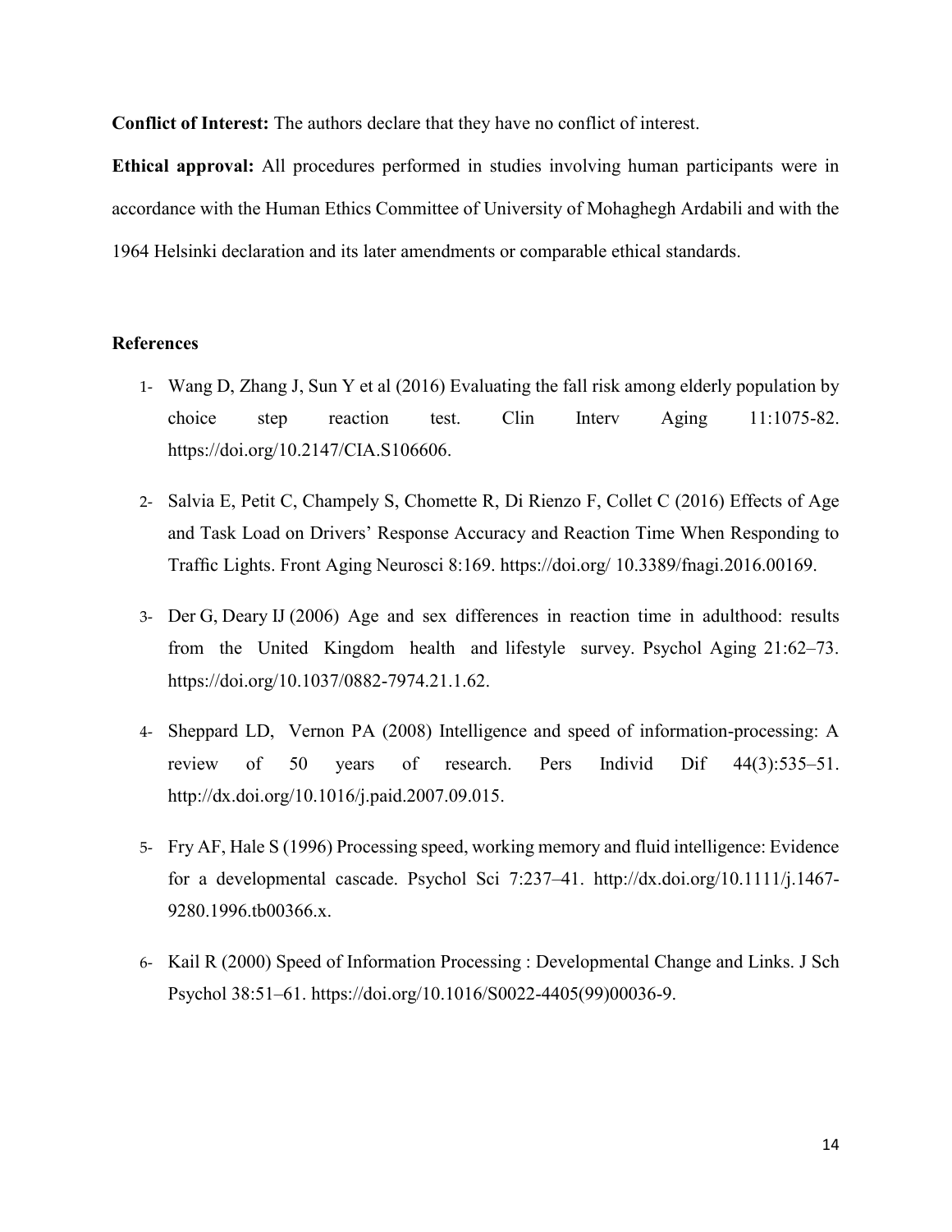**Conflict of Interest:** The authors declare that they have no conflict of interest.

**Ethical approval:** All procedures performed in studies involving human participants were in accordance with the Human Ethics Committee of University of Mohaghegh Ardabili and with the 1964 Helsinki declaration and its later amendments or comparable ethical standards.

## References

1- Wang D, Zhang J, Sun Y et al (2016) Evaluating the fall risk among elderly population by choice step reaction test. Clin Interv Aging 11:1075-82. https://doi.org/10.2147/CIA.S106606.

2- Salvia E, Petit C, Champely S, Chomette R, Di Rienzo F, Collet C (2016) Effects of Age and Task Load on Drivers' Response Accuracy and Reaction Time When Responding to Traffic Lights. Front Aging Neurosci 8:169. https://doi.org/ 10.3389/fnagi.2016.00169.

3- Der G, Deary IJ (2006) Age and sex differences in reaction time in adulthood: results from the United Kingdom health and lifestyle survey. Psychol Aging 21:62–73. https://doi.org/10.1037/0882-7974.21.1.62.

4- Sheppard LD, Vernon PA (2008) Intelligence and speed of information-processing: A review of 50 years of research. Pers Individ Dif 44(3):535–51. http://dx.doi.org/10.1016/j.paid.2007.09.015.

5- Fry AF, Hale S (1996) Processing speed, working memory and fluid intelligence: Evidence for a developmental cascade. Psychol Sci 7:237–41. http://dx.doi.org/10.1111/j.1467-9280.1996.tb00366.x.

6- Kail R (2000) Speed of Information Processing : Developmental Change and Links. J Sch Psychol 38:51–61. https://doi.org/10.1016/S0022-4405(99)00036-9.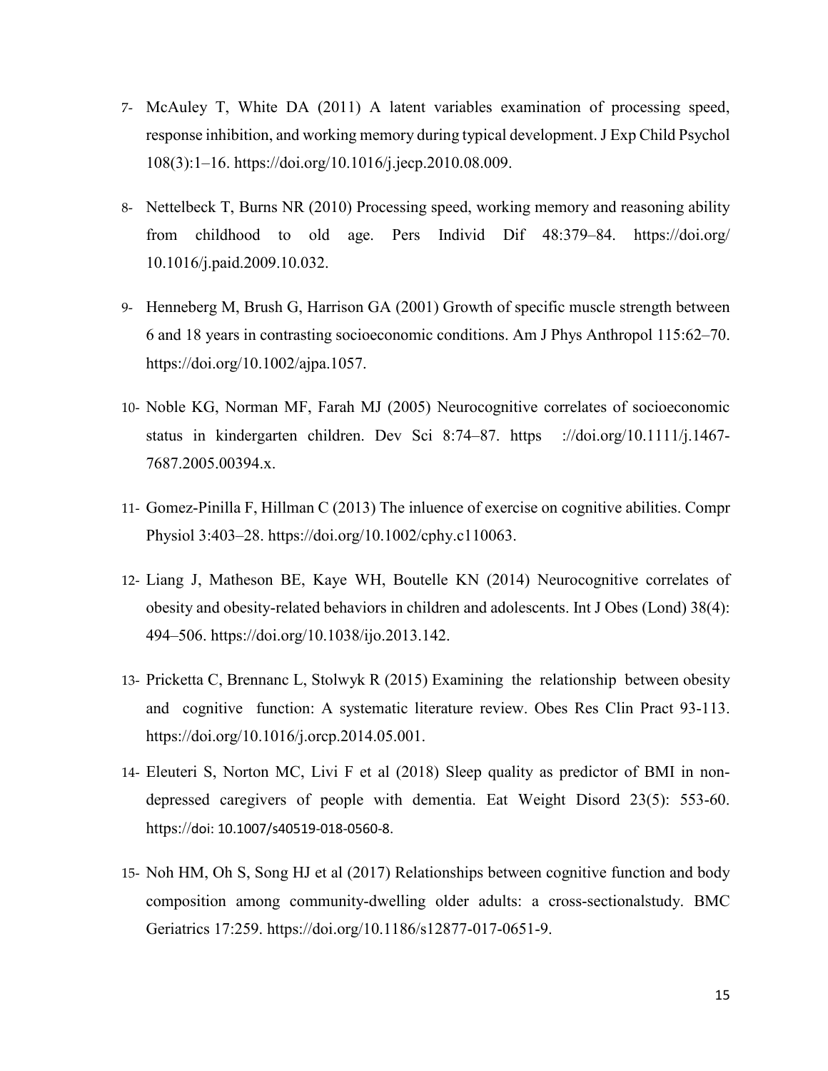7- McAuley T, White DA (2011) A latent variables examination of processing speed, response inhibition, and working memory during typical development. J Exp Child Psychol 108(3):1–16. https://doi.org/10.1016/j.jecp.2010.08.009.

8- Nettelbeck T, Burns NR (2010) Processing speed, working memory and reasoning ability from childhood to old age. Pers Individ Dif 48:379–84. https://doi.org/ 10.1016/j.paid.2009.10.032.

9- Henneberg M, Brush G, Harrison GA (2001) Growth of specific muscle strength between 6 and 18 years in contrasting socioeconomic conditions. Am J Phys Anthropol 115:62–70. https://doi.org/10.1002/ajpa.1057.

10- Noble KG, Norman MF, Farah MJ (2005) Neurocognitive correlates of socioeconomic status in kindergarten children. Dev Sci 8:74–87. https ://doi.org/10.1111/j.1467-7687.2005.00394.x.

11- Gomez-Pinilla F, Hillman C (2013) The inluence of exercise on cognitive abilities. Compr Physiol 3:403–28. https://doi.org/10.1002/cphy.c110063.

12- Liang J, Matheson BE, Kaye WH, Boutelle KN (2014) Neurocognitive correlates of obesity and obesity-related behaviors in children and adolescents. Int J Obes (Lond) 38(4): 494–506. https://doi.org/10.1038/ijo.2013.142.

13- Pricketta C, Brennanc L, Stolwyk R (2015) Examining the relationship between obesity and cognitive function: A systematic literature review. Obes Res Clin Pract 93-113. https://doi.org/10.1016/j.orcp.2014.05.001.

14- Eleuteri S, Norton MC, Livi F et al (2018) Sleep quality as predictor of BMI in non-depressed caregivers of people with dementia. Eat Weight Disord 23(5): 553-60. https://doi: 10.1007/s40519-018-0560-8.

15- Noh HM, Oh S, Song HJ et al (2017) Relationships between cognitive function and body composition among community-dwelling older adults: a cross-sectionalstudy. BMC Geriatrics 17:259. https://doi.org/10.1186/s12877-017-0651-9.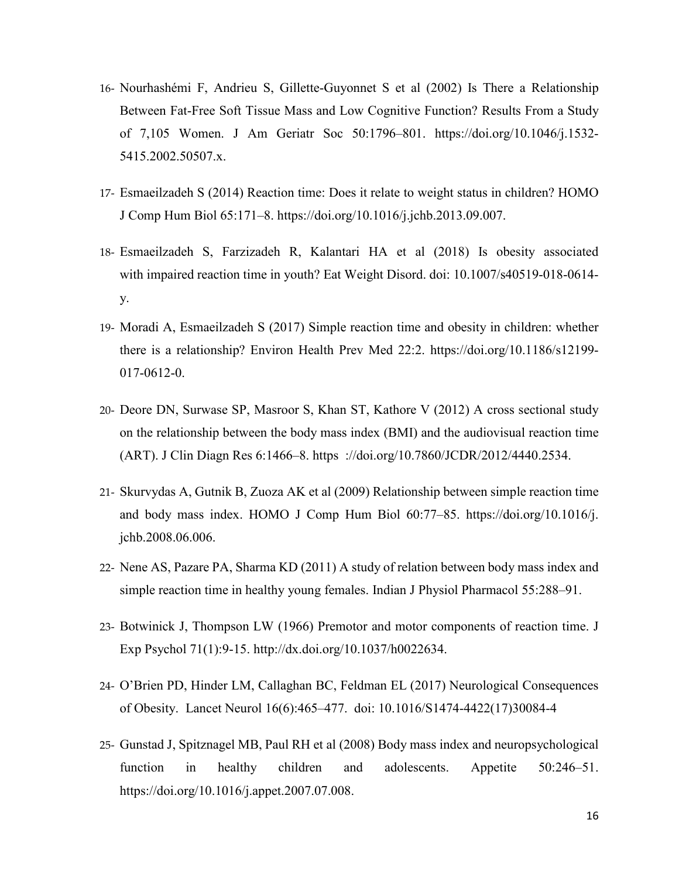16- Nourhashémi F, Andrieu S, Gillette-Guyonnet S et al (2002) Is There a Relationship Between Fat-Free Soft Tissue Mass and Low Cognitive Function? Results From a Study of 7,105 Women. J Am Geriatr Soc 50:1796–801. https://doi.org/10.1046/j.1532-5415.2002.50507.x.

17- Esmaeilzadeh S (2014) Reaction time: Does it relate to weight status in children? HOMO J Comp Hum Biol 65:171–8. https://doi.org/10.1016/j.jchb.2013.09.007.

18- Esmaeilzadeh S, Farzizadeh R, Kalantari HA et al (2018) Is obesity associated with impaired reaction time in youth? Eat Weight Disord. doi: 10.1007/s40519-018-0614-y.

19- Moradi A, Esmaeilzadeh S (2017) Simple reaction time and obesity in children: whether there is a relationship? Environ Health Prev Med 22:2. https://doi.org/10.1186/s12199-017-0612-0.

20- Deore DN, Surwase SP, Masroor S, Khan ST, Kathore V (2012) A cross sectional study on the relationship between the body mass index (BMI) and the audiovisual reaction time (ART). J Clin Diagn Res 6:1466–8. https ://doi.org/10.7860/JCDR/2012/4440.2534.

21- Skurvydas A, Gutnik B, Zuoza AK et al (2009) Relationship between simple reaction time and body mass index. HOMO J Comp Hum Biol 60:77–85. https://doi.org/10.1016/j.jchb.2008.06.006.

22- Nene AS, Pazare PA, Sharma KD (2011) A study of relation between body mass index and simple reaction time in healthy young females. Indian J Physiol Pharmacol 55:288–91.

23- Botwinick J, Thompson LW (1966) Premotor and motor components of reaction time. J Exp Psychol 71(1):9-15. http://dx.doi.org/10.1037/h0022634.

24- O'Brien PD, Hinder LM, Callaghan BC, Feldman EL (2017) Neurological Consequences of Obesity. Lancet Neurol 16(6):465–477. doi: 10.1016/S1474-4422(17)30084-4

25- Gunstad J, Spitznagel MB, Paul RH et al (2008) Body mass index and neuropsychological function in healthy children and adolescents. Appetite 50:246–51. https://doi.org/10.1016/j.appet.2007.07.008.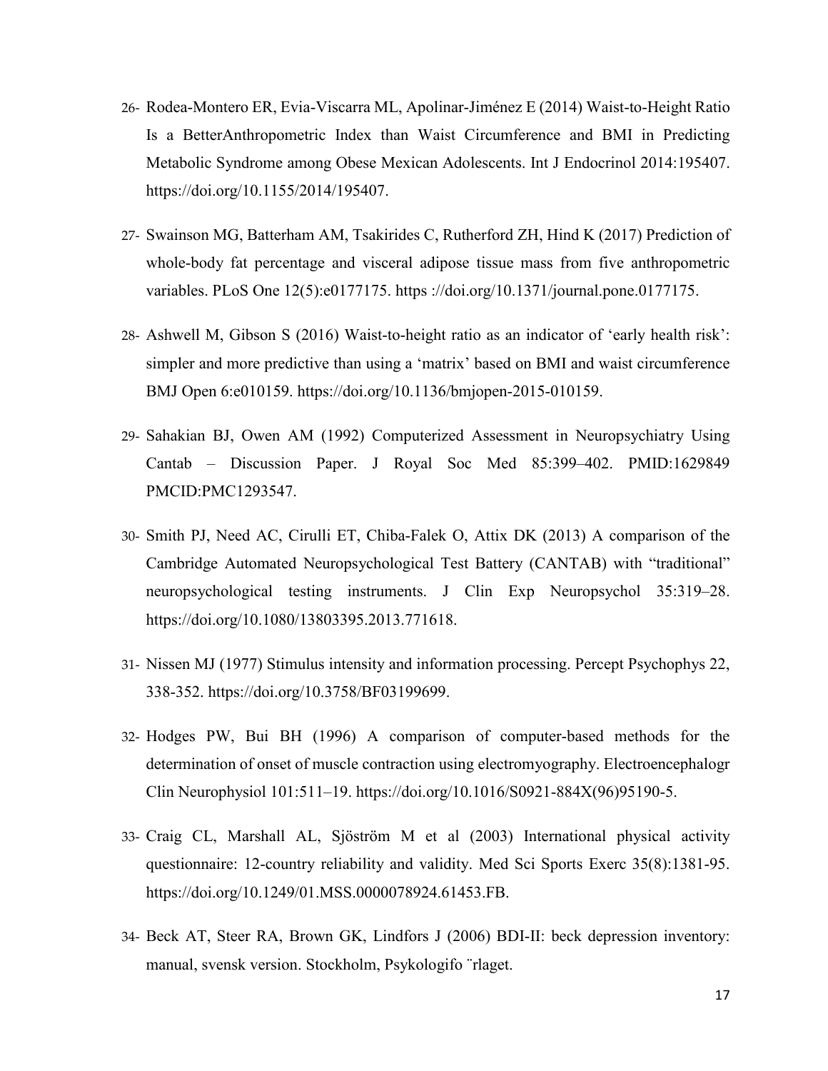26- Rodea-Montero ER, Evia-Viscarra ML, Apolinar-Jiménez E (2014) Waist-to-Height Ratio Is a BetterAnthropometric Index than Waist Circumference and BMI in Predicting Metabolic Syndrome among Obese Mexican Adolescents. Int J Endocrinol 2014:195407. https://doi.org/10.1155/2014/195407.

27- Swainson MG, Batterham AM, Tsakirides C, Rutherford ZH, Hind K (2017) Prediction of whole-body fat percentage and visceral adipose tissue mass from five anthropometric variables. PLoS One 12(5):e0177175. https ://doi.org/10.1371/journal.pone.0177175.

28- Ashwell M, Gibson S (2016) Waist-to-height ratio as an indicator of 'early health risk': simpler and more predictive than using a 'matrix' based on BMI and waist circumference BMJ Open 6:e010159. https://doi.org/10.1136/bmjopen-2015-010159.

29- Sahakian BJ, Owen AM (1992) Computerized Assessment in Neuropsychiatry Using Cantab – Discussion Paper. J Royal Soc Med 85:399–402. PMID:1629849 PMCID:PMC1293547.

30- Smith PJ, Need AC, Cirulli ET, Chiba-Falek O, Attix DK (2013) A comparison of the Cambridge Automated Neuropsychological Test Battery (CANTAB) with "traditional" neuropsychological testing instruments. J Clin Exp Neuropsychol 35:319–28. https://doi.org/10.1080/13803395.2013.771618.

31- Nissen MJ (1977) Stimulus intensity and information processing. Percept Psychophys 22, 338-352. https://doi.org/10.3758/BF03199699.

32- Hodges PW, Bui BH (1996) A comparison of computer-based methods for the determination of onset of muscle contraction using electromyography. Electroencephalogr Clin Neurophysiol 101:511–19. https://doi.org/10.1016/S0921-884X(96)95190-5.

33- Craig CL, Marshall AL, Sjöström M et al (2003) International physical activity questionnaire: 12-country reliability and validity. Med Sci Sports Exerc 35(8):1381-95. https://doi.org/10.1249/01.MSS.0000078924.61453.FB.

34- Beck AT, Steer RA, Brown GK, Lindfors J (2006) BDI-II: beck depression inventory: manual, svensk version. Stockholm, Psykologifo ̈rlaget.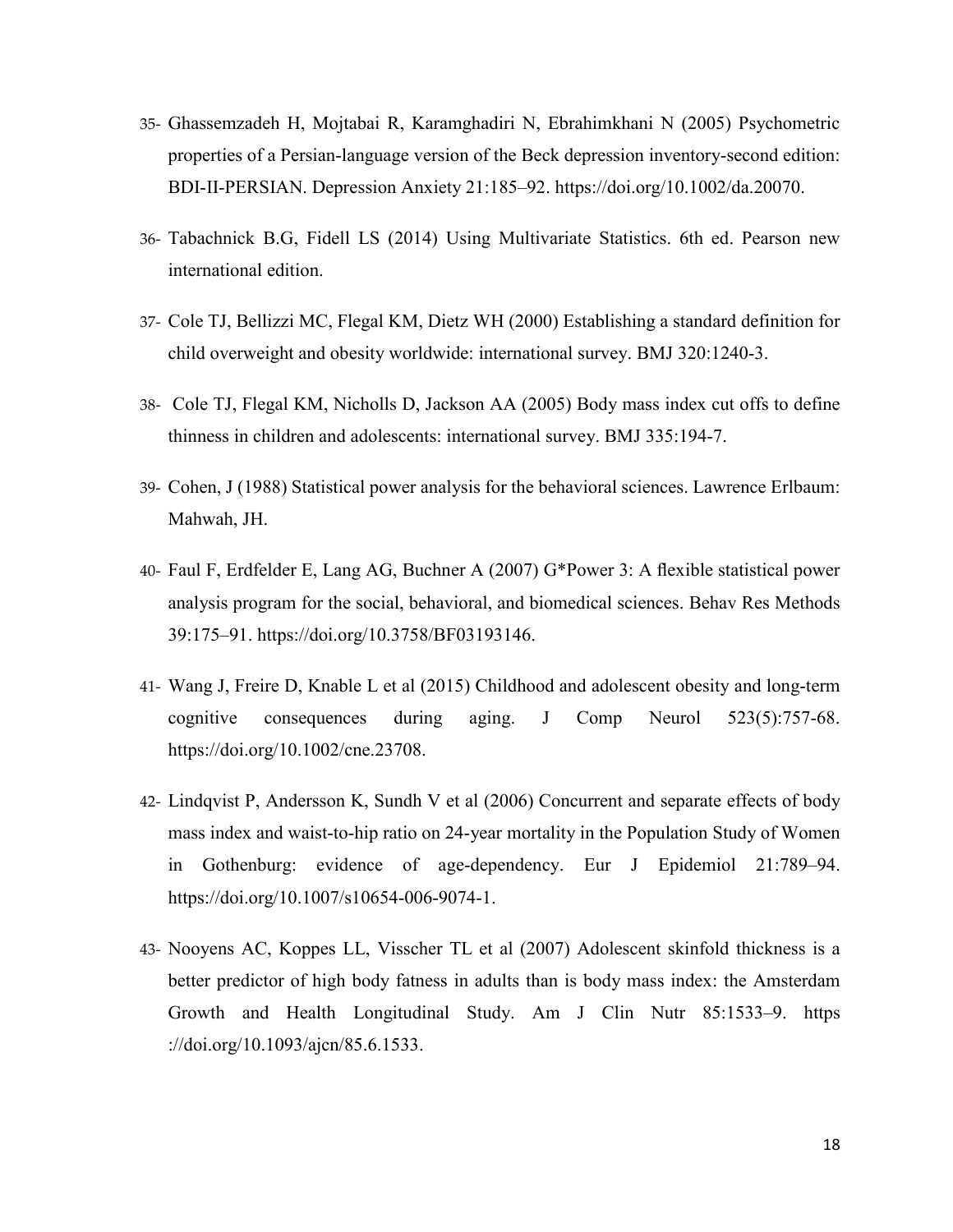35- Ghassemzadeh H, Mojtabai R, Karamghadiri N, Ebrahimkhani N (2005) Psychometric properties of a Persian-language version of the Beck depression inventory-second edition: BDI-II-PERSIAN. Depression Anxiety 21:185–92. https://doi.org/10.1002/da.20070.

36- Tabachnick B.G, Fidell LS (2014) Using Multivariate Statistics. 6th ed. Pearson new international edition.

37- Cole TJ, Bellizzi MC, Flegal KM, Dietz WH (2000) Establishing a standard definition for child overweight and obesity worldwide: international survey. BMJ 320:1240-3.

38- Cole TJ, Flegal KM, Nicholls D, Jackson AA (2005) Body mass index cut offs to define thinness in children and adolescents: international survey. BMJ 335:194-7.

39- Cohen, J (1988) Statistical power analysis for the behavioral sciences. Lawrence Erlbaum: Mahwah, JH.

40- Faul F, Erdfelder E, Lang AG, Buchner A (2007) G*Power 3: A flexible statistical power analysis program for the social, behavioral, and biomedical sciences. Behav Res Methods 39:175–91. https://doi.org/10.3758/BF03193146.

41- Wang J, Freire D, Knable L et al (2015) Childhood and adolescent obesity and long-term cognitive consequences during aging. J Comp Neurol 523(5):757-68. https://doi.org/10.1002/cne.23708.

42- Lindqvist P, Andersson K, Sundh V et al (2006) Concurrent and separate effects of body mass index and waist-to-hip ratio on 24-year mortality in the Population Study of Women in Gothenburg: evidence of age-dependency. Eur J Epidemiol 21:789–94. https://doi.org/10.1007/s10654-006-9074-1.

43- Nooyens AC, Koppes LL, Visscher TL et al (2007) Adolescent skinfold thickness is a better predictor of high body fatness in adults than is body mass index: the Amsterdam Growth and Health Longitudinal Study. Am J Clin Nutr 85:1533–9. https ://doi.org/10.1093/ajcn/85.6.1533.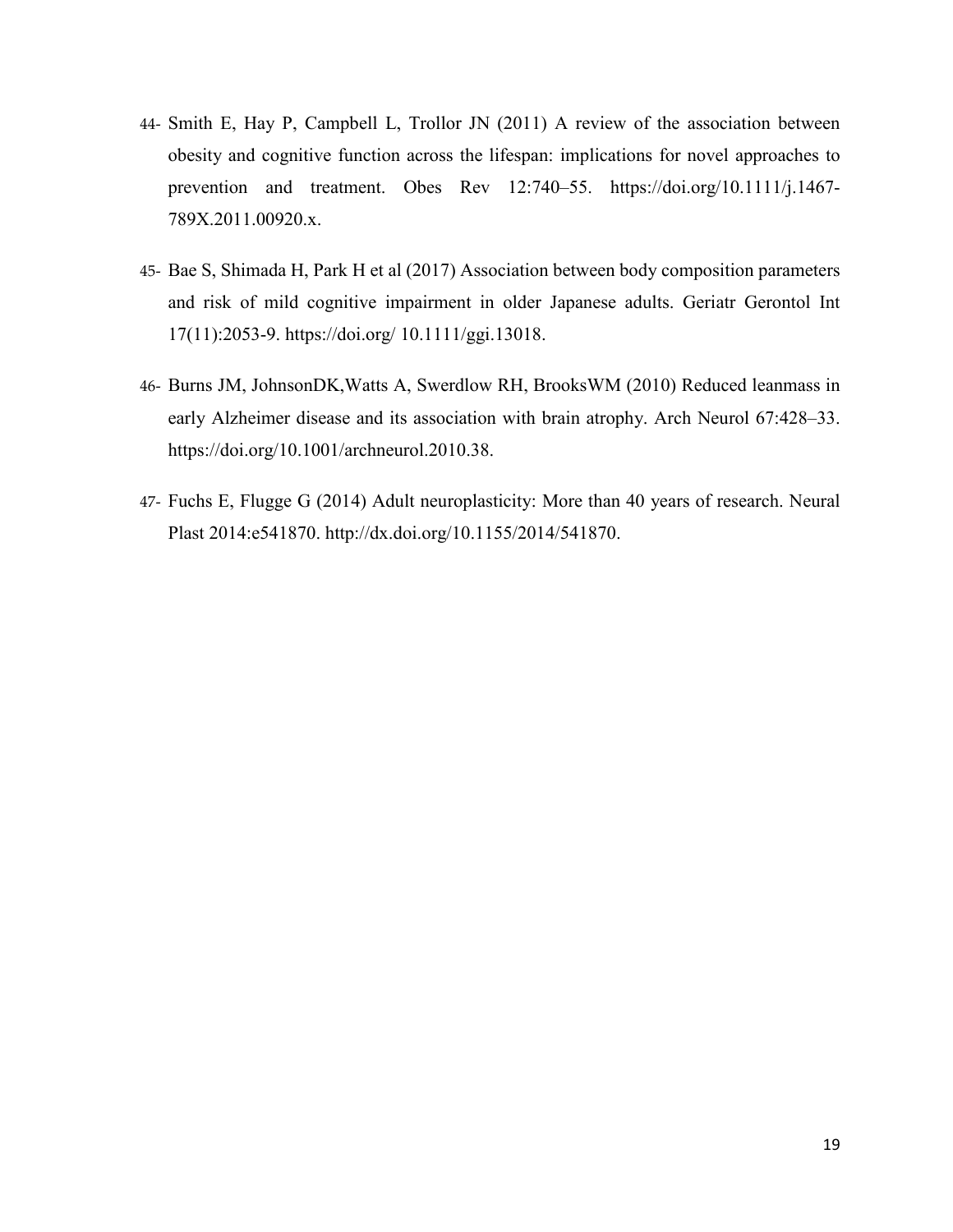44- Smith E, Hay P, Campbell L, Trollor JN (2011) A review of the association between obesity and cognitive function across the lifespan: implications for novel approaches to prevention and treatment. Obes Rev 12:740–55. https://doi.org/10.1111/j.1467-789X.2011.00920.x.

45- Bae S, Shimada H, Park H et al (2017) Association between body composition parameters and risk of mild cognitive impairment in older Japanese adults. Geriatr Gerontol Int 17(11):2053-9. https://doi.org/ 10.1111/ggi.13018.

46- Burns JM, JohnsonDK,Watts A, Swerdlow RH, BrooksWM (2010) Reduced leanmass in early Alzheimer disease and its association with brain atrophy. Arch Neurol 67:428–33. https://doi.org/10.1001/archneurol.2010.38.

47- Fuchs E, Flugge G (2014) Adult neuroplasticity: More than 40 years of research. Neural Plast 2014:e541870. http://dx.doi.org/10.1155/2014/541870.